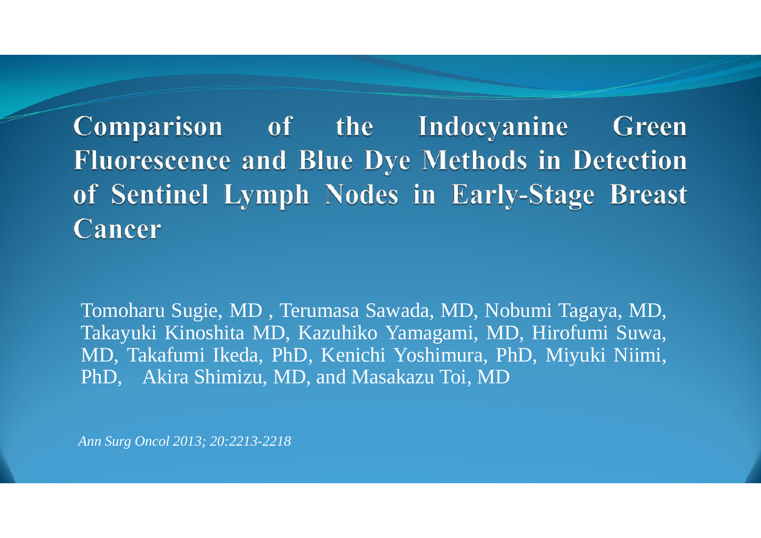# Comparison of the Indocyanine Green Fluorescence and Blue Dye Methods in Detection of Sentinel Lymph Nodes in Early-Stage Breast Cancer

Tomoharu Sugie, MD , Terumasa Sawada, MD, Nobumi Tagaya, MD, Takayuki Kinoshita MD, Kazuhiko Yamagami, MD, Hirofumi Suwa, MD, Takafumi Ikeda, PhD, Kenichi Yoshimura, PhD, Miyuki Niimi, PhD, Akira Shimizu, MD, and Masakazu Toi, MD

*Ann Surg Oncol 2013; 20:2213-2218*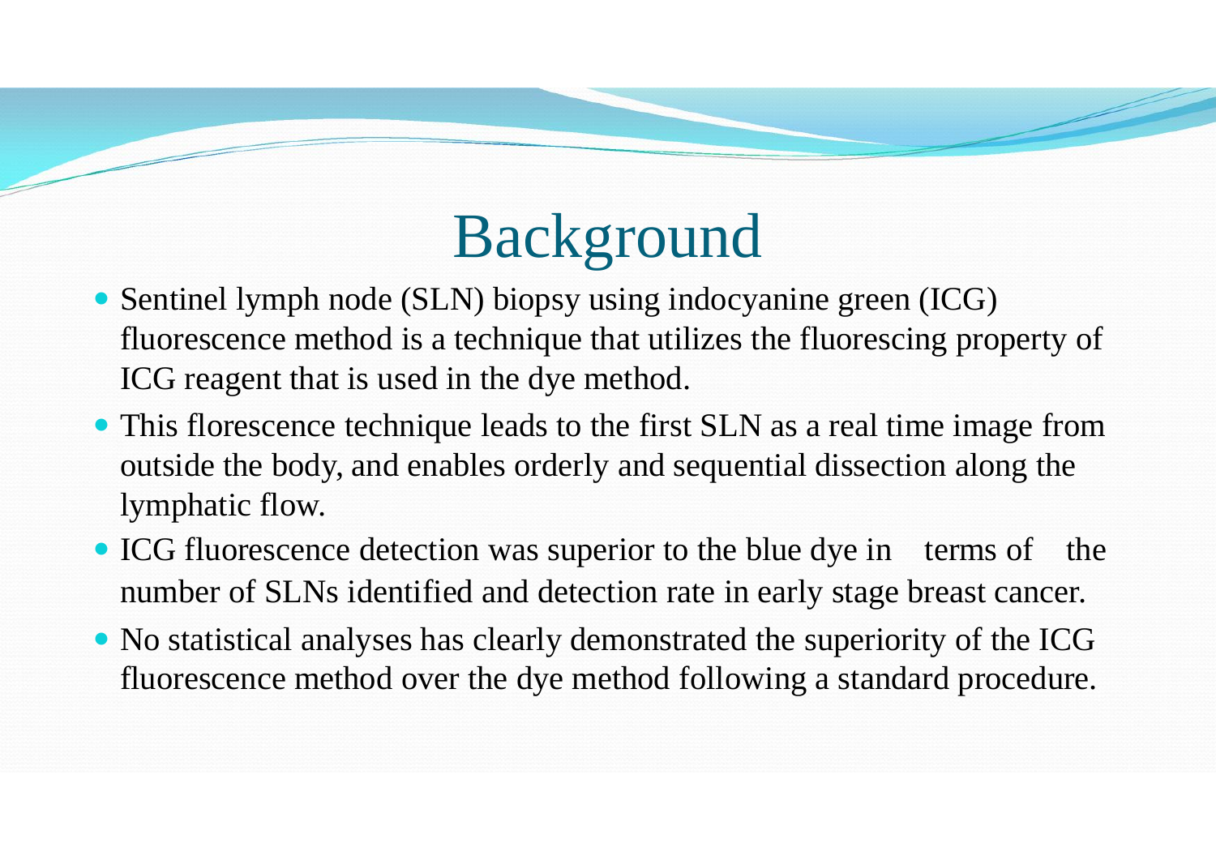# Background

- Sentinel lymph node (SLN) biopsy using indocyanine green (ICG) fluorescence method is a technique that utilizes the fluorescing property of ICG reagent that is used in the dye method.
- This florescence technique leads to the first SLN as a real time image from outside the body, and enables orderly and sequential dissection along the lymphatic flow.
- ICG fluorescence detection was superior to the blue dye in terms of the number of SLNs identified and detection rate in early stage breast cancer.
- No statistical analyses has clearly demonstrated the superiority of the ICG fluorescence method over the dye method following a standard procedure.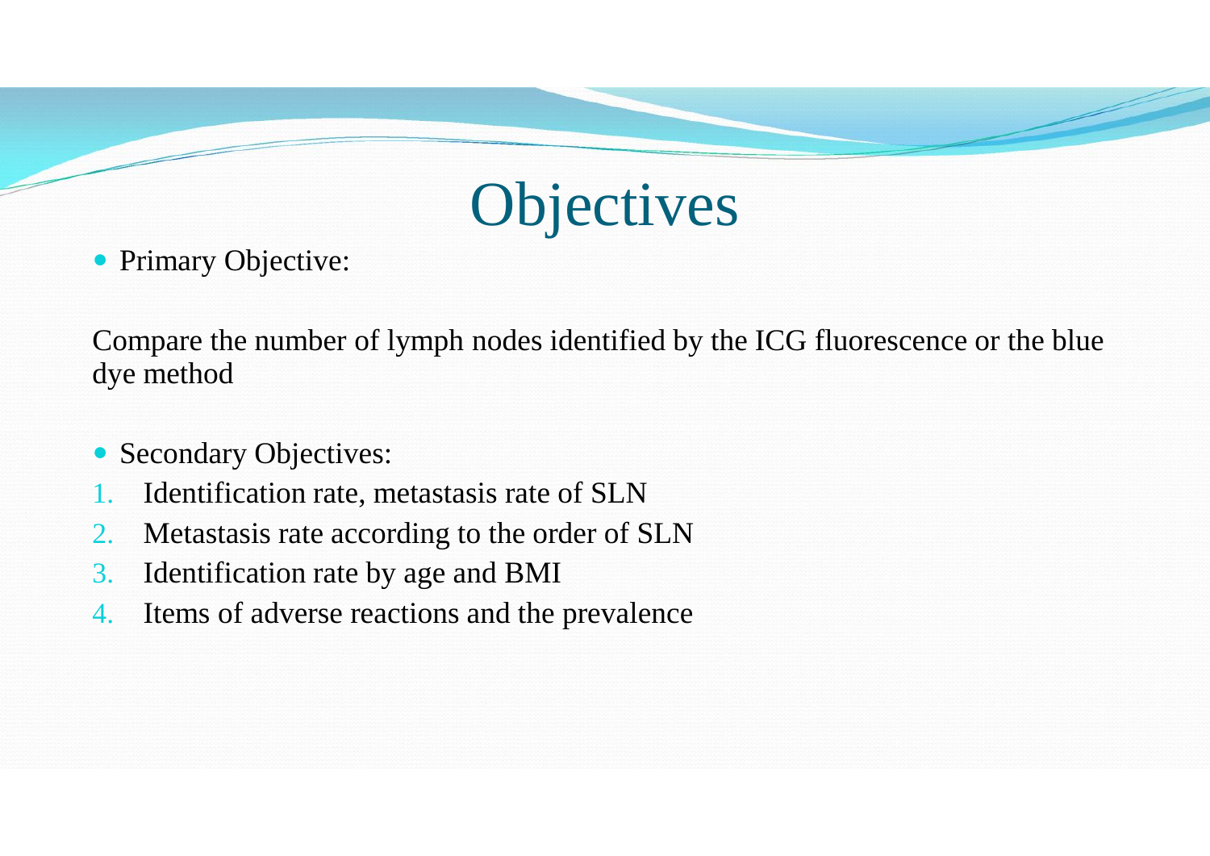# Objectives

- Primary Objective:

Compare the number of lymph nodes identified by the ICG fluorescence or the blue dye method

- Secondary Objectives:

1. Identification rate, metastasis rate of SLN
2. Metastasis rate according to the order of SLN
3. Identification rate by age and BMI
4. Items of adverse reactions and the prevalence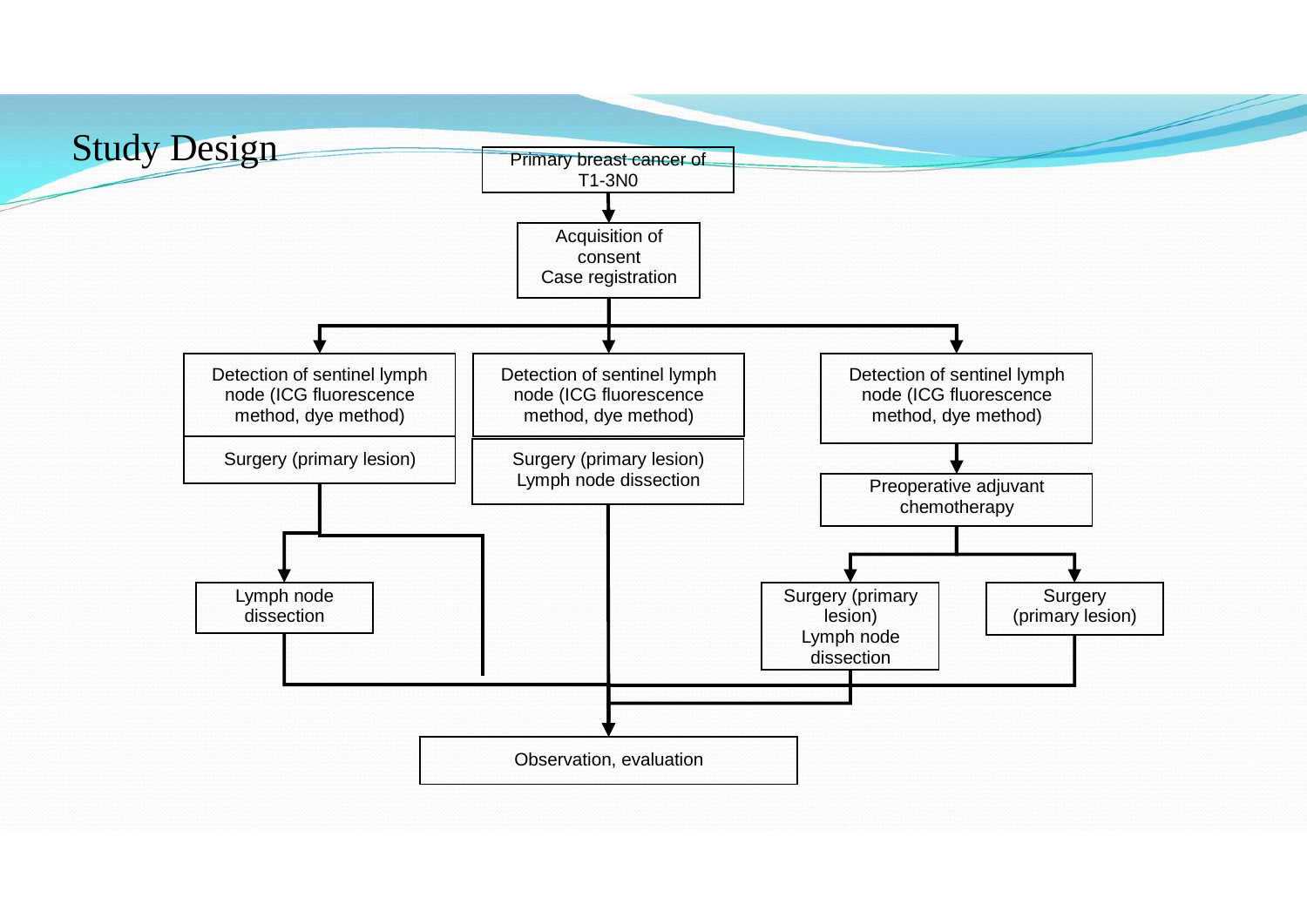# Study Design

Primary breast cancer of T1-3N0

Acquisition of consent
Case registration

Detection of sentinel lymph node (ICG fluorescence method, dye method)

Surgery (primary lesion)

Lymph node dissection

Detection of sentinel lymph node (ICG fluorescence method, dye method)

Surgery (primary lesion)
Lymph node dissection

Detection of sentinel lymph node (ICG fluorescence method, dye method)

Preoperative adjuvant chemotherapy

Surgery (primary lesion)
Lymph node dissection

Surgery
(primary lesion)

Observation, evaluation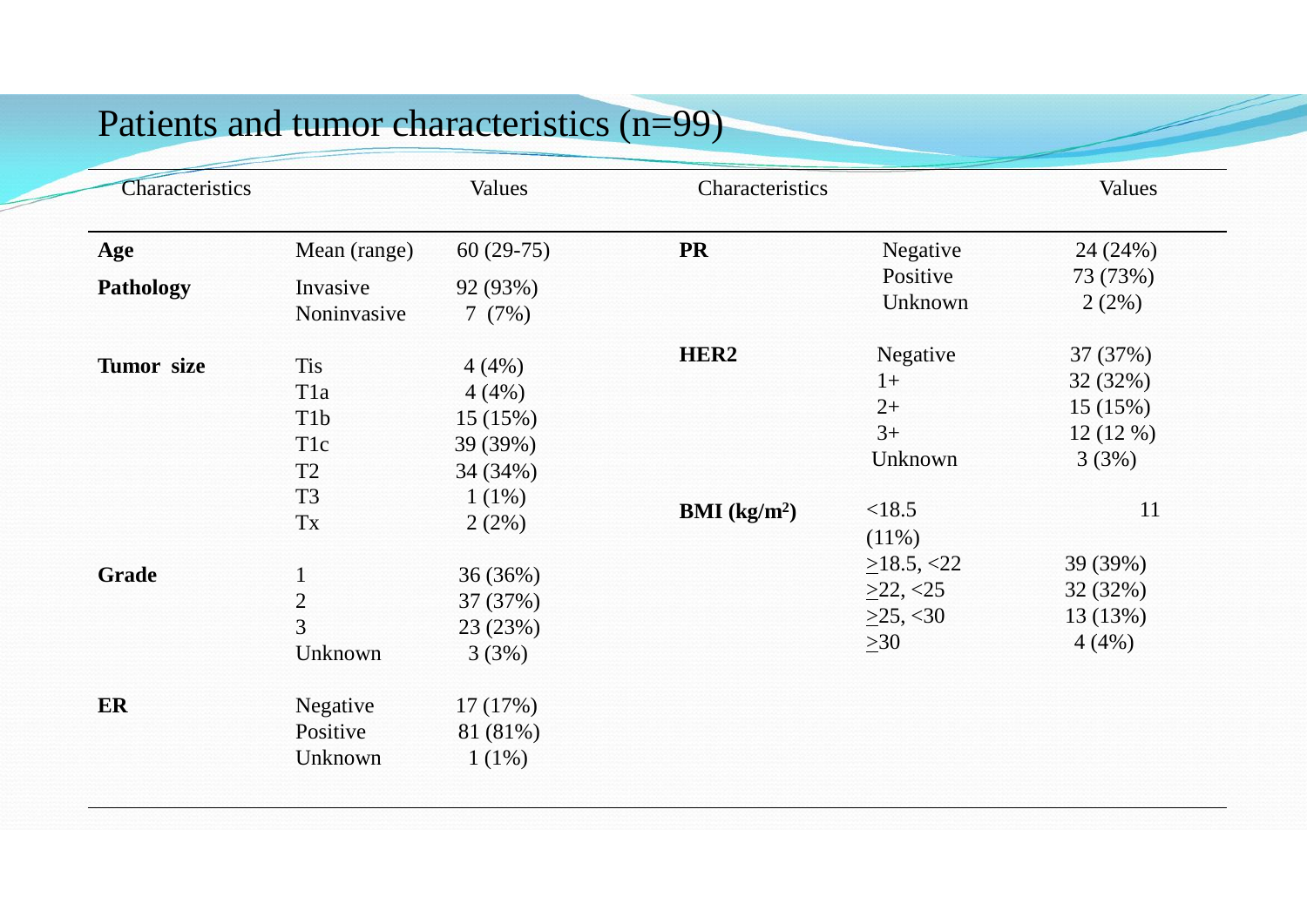# Patients and tumor characteristics (n=99)

| Characteristics | | Values | Characteristics | | Values |
|---|---|---|---|---|---|
| **Age** | Mean (range) | 60 (29-75) | **PR** | Negative | 24 (24%) |
| **Pathology** | Invasive | 92 (93%) | | Positive | 73 (73%) |
| | Noninvasive | 7 (7%) | | Unknown | 2 (2%) |
| **Tumor size** | Tis | 4 (4%) | **HER2** | Negative | 37 (37%) |
| | T1a | 4 (4%) | | 1+ | 32 (32%) |
| | T1b | 15 (15%) | | 2+ | 15 (15%) |
| | T1c | 39 (39%) | | 3+ | 12 (12 %) |
| | T2 | 34 (34%) | | Unknown | 3 (3%) |
| | T3 | 1 (1%) | **BMI (kg/m²)** | <18.5 | 11 (11%) |
| | Tx | 2 (2%) | | ≥18.5, <22 | 39 (39%) |
| **Grade** | 1 | 36 (36%) | | ≥22, <25 | 32 (32%) |
| | 2 | 37 (37%) | | ≥25, <30 | 13 (13%) |
| | 3 | 23 (23%) | | ≥30 | 4 (4%) |
| | Unknown | 3 (3%) | | | |
| **ER** | Negative | 17 (17%) | | | |
| | Positive | 81 (81%) | | | |
| | Unknown | 1 (1%) | | | |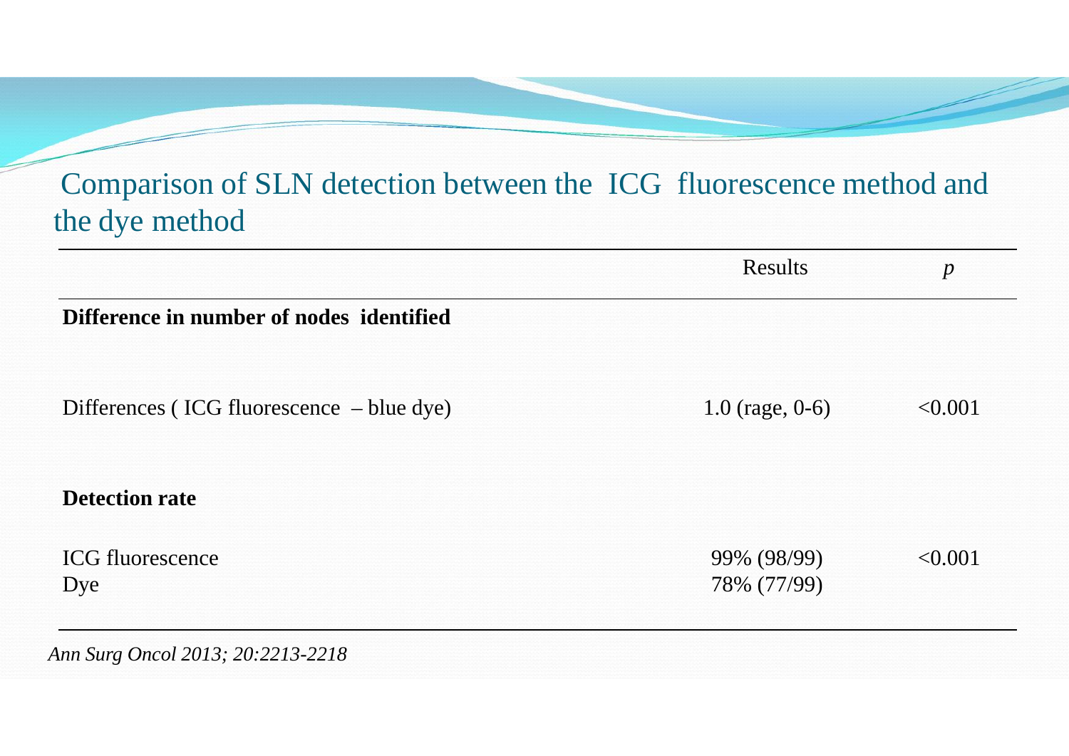## Comparison of SLN detection between the ICG fluorescence method and the dye method

| | Results | *p* |
|---|---|---|
| **Difference in number of nodes identified** | | |
| Differences ( ICG fluorescence – blue dye) | 1.0 (rage, 0-6) | <0.001 |
| **Detection rate** | | |
| ICG fluorescence | 99% (98/99) | <0.001 |
| Dye | 78% (77/99) | |

*Ann Surg Oncol 2013; 20:2213-2218*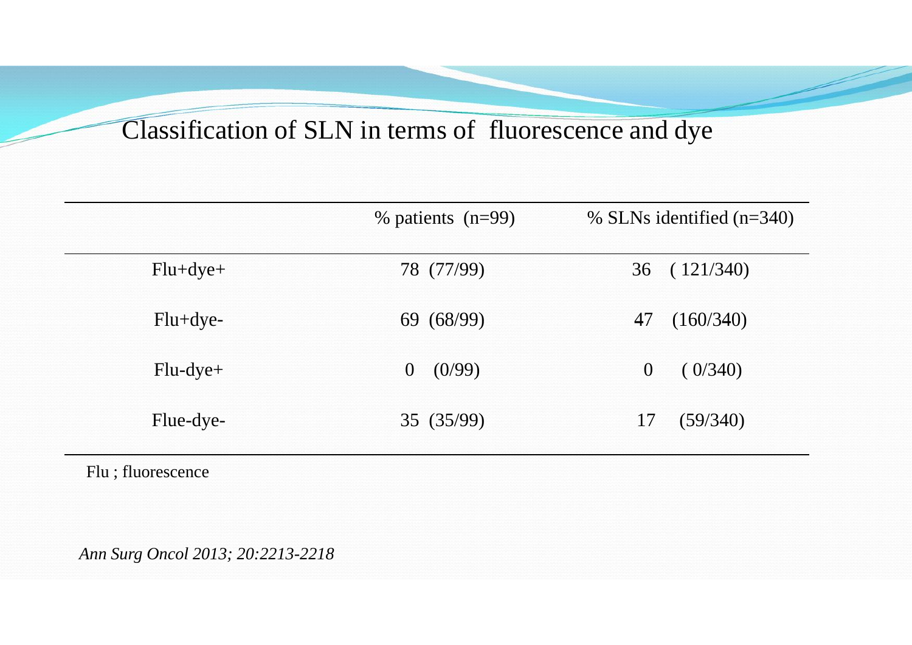# Classification of SLN in terms of fluorescence and dye

| | % patients (n=99) | % SLNs identified (n=340) |
|---|---|---|
| Flu+dye+ | 78 (77/99) | 36 ( 121/340) |
| Flu+dye- | 69 (68/99) | 47 (160/340) |
| Flu-dye+ | 0 (0/99) | 0 ( 0/340) |
| Flue-dye- | 35 (35/99) | 17 (59/340) |

Flu ; fluorescence

*Ann Surg Oncol 2013; 20:2213-2218*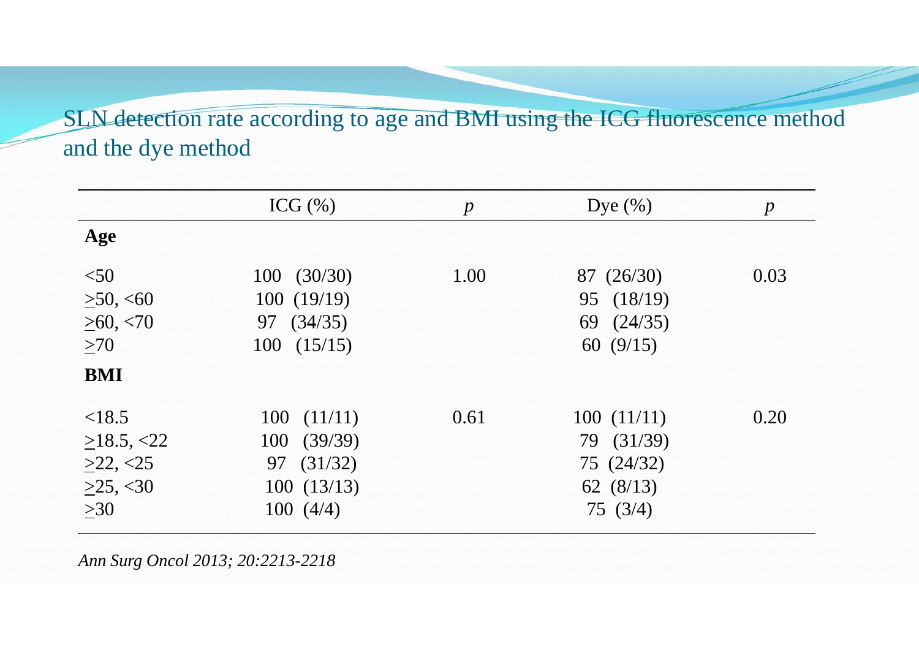## SLN detection rate according to age and BMI using the ICG fluorescence method and the dye method

| | ICG (%) | *p* | Dye (%) | *p* |
|---|---|---|---|---|
| **Age** | | | | |
| <50 | 100 (30/30) | 1.00 | 87 (26/30) | 0.03 |
| ≥50, <60 | 100 (19/19) | | 95 (18/19) | |
| ≥60, <70 | 97 (34/35) | | 69 (24/35) | |
| ≥70 | 100 (15/15) | | 60 (9/15) | |
| **BMI** | | | | |
| <18.5 | 100 (11/11) | 0.61 | 100 (11/11) | 0.20 |
| ≥18.5, <22 | 100 (39/39) | | 79 (31/39) | |
| ≥22, <25 | 97 (31/32) | | 75 (24/32) | |
| ≥25, <30 | 100 (13/13) | | 62 (8/13) | |
| ≥30 | 100 (4/4) | | 75 (3/4) | |

*Ann Surg Oncol 2013; 20:2213-2218*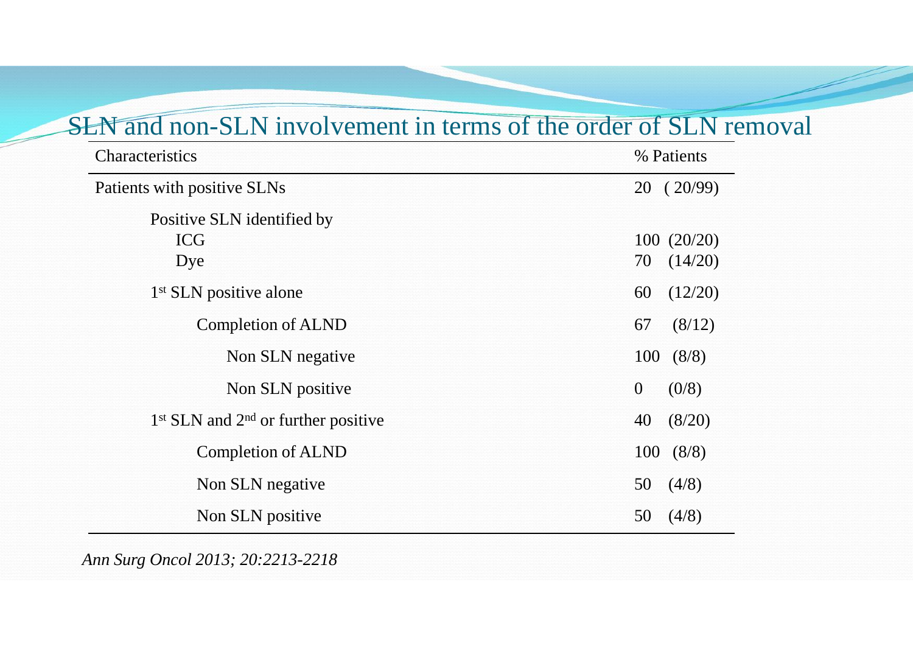# SLN and non-SLN involvement in terms of the order of SLN removal

| Characteristics | % Patients |
|---|---|
| Patients with positive SLNs | 20 (20/99) |
| Positive SLN identified by | |
| ICG | 100 (20/20) |
| Dye | 70 (14/20) |
| 1st SLN positive alone | 60 (12/20) |
| Completion of ALND | 67 (8/12) |
| Non SLN negative | 100 (8/8) |
| Non SLN positive | 0 (0/8) |
| 1st SLN and 2nd or further positive | 40 (8/20) |
| Completion of ALND | 100 (8/8) |
| Non SLN negative | 50 (4/8) |
| Non SLN positive | 50 (4/8) |

*Ann Surg Oncol 2013; 20:2213-2218*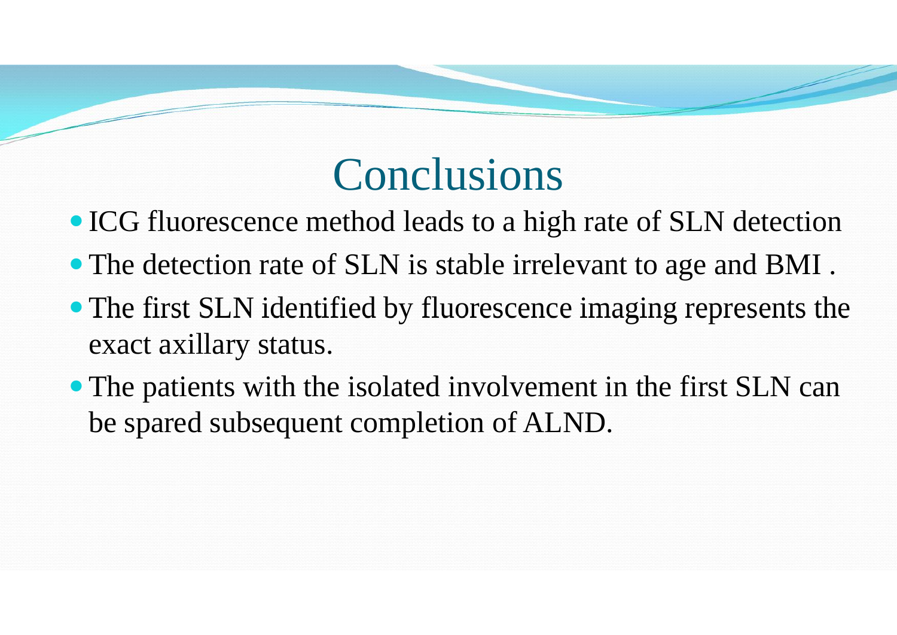# Conclusions

- ICG fluorescence method leads to a high rate of SLN detection
- The detection rate of SLN is stable irrelevant to age and BMI .
- The first SLN identified by fluorescence imaging represents the exact axillary status.
- The patients with the isolated involvement in the first SLN can be spared subsequent completion of ALND.